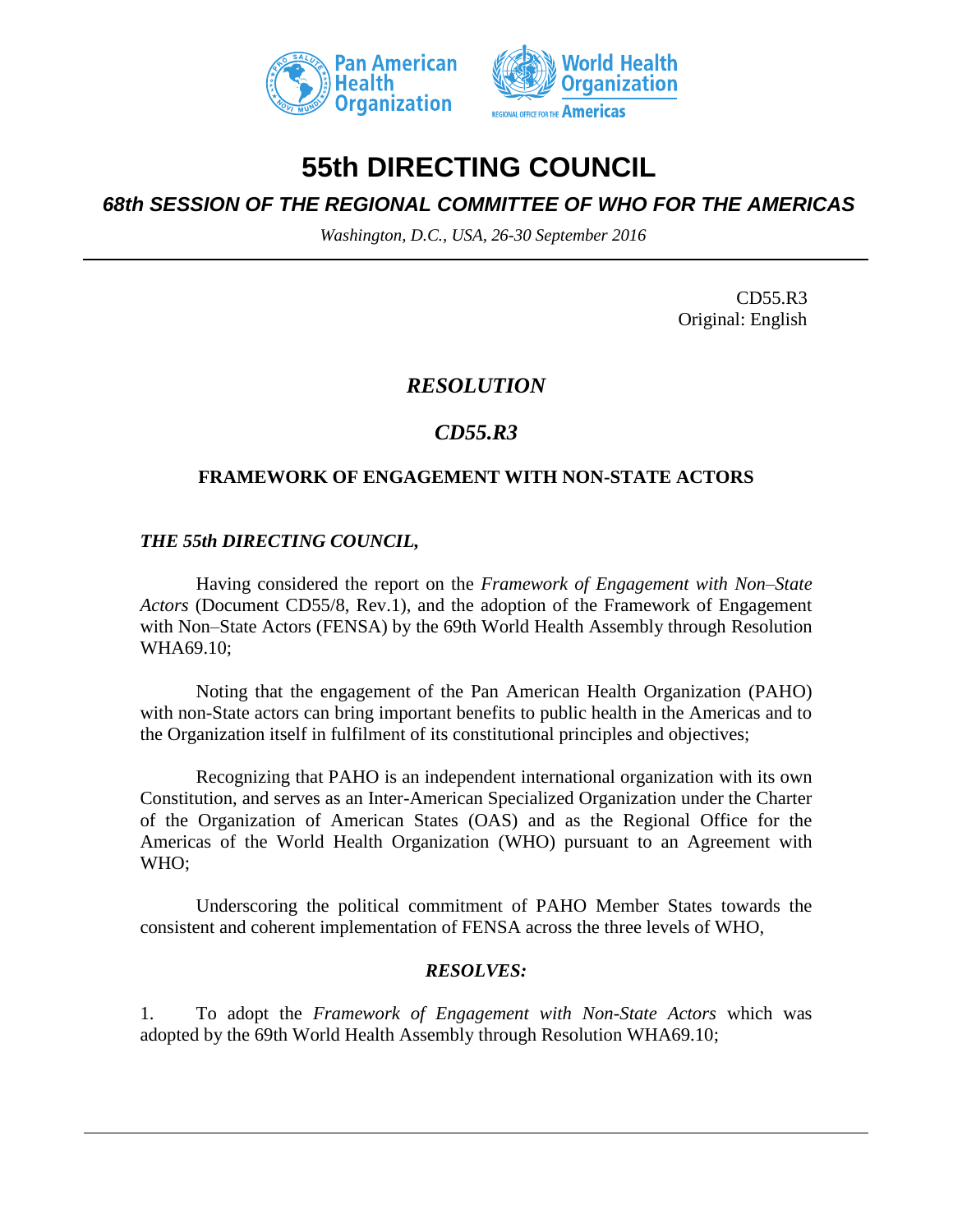# 55th DIRECTING COUNCIL

## *68th SESSION OF THE REGIONAL COMMITTEE OF WHO FOR THE AMERICAS*

*Washington, D.C., USA, 26-30 September 2016*

CD55.R3
Original: English

## *RESOLUTION*

## *CD55.R3*

### FRAMEWORK OF ENGAGEMENT WITH NON-STATE ACTORS

***THE 55th DIRECTING COUNCIL,***

Having considered the report on the *Framework of Engagement with Non–State Actors* (Document CD55/8, Rev.1), and the adoption of the Framework of Engagement with Non–State Actors (FENSA) by the 69th World Health Assembly through Resolution WHA69.10;

Noting that the engagement of the Pan American Health Organization (PAHO) with non-State actors can bring important benefits to public health in the Americas and to the Organization itself in fulfilment of its constitutional principles and objectives;

Recognizing that PAHO is an independent international organization with its own Constitution, and serves as an Inter-American Specialized Organization under the Charter of the Organization of American States (OAS) and as the Regional Office for the Americas of the World Health Organization (WHO) pursuant to an Agreement with WHO;

Underscoring the political commitment of PAHO Member States towards the consistent and coherent implementation of FENSA across the three levels of WHO,

***RESOLVES:***

1. To adopt the *Framework of Engagement with Non-State Actors* which was adopted by the 69th World Health Assembly through Resolution WHA69.10;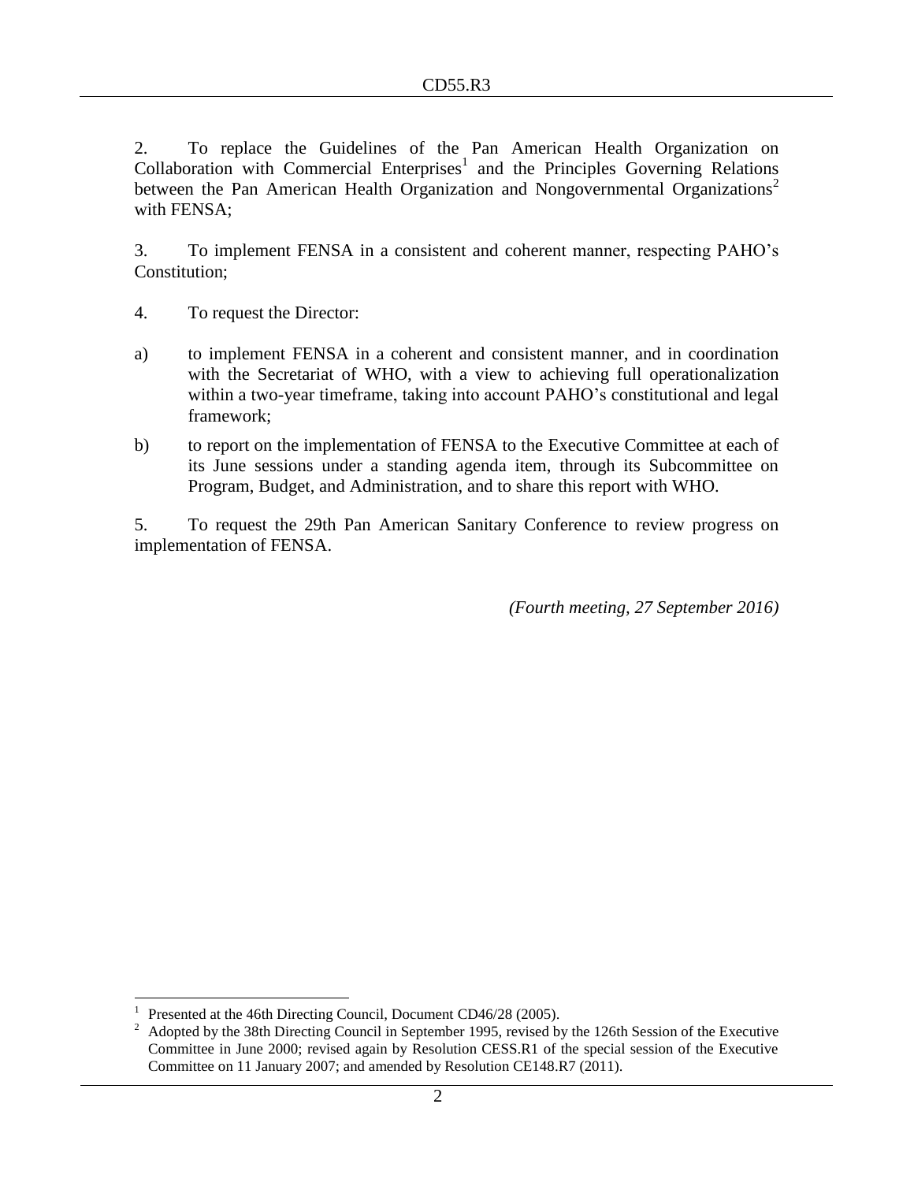2. To replace the Guidelines of the Pan American Health Organization on Collaboration with Commercial Enterprises[1] and the Principles Governing Relations between the Pan American Health Organization and Nongovernmental Organizations[2] with FENSA;

3. To implement FENSA in a consistent and coherent manner, respecting PAHO's Constitution;

4. To request the Director:

a) to implement FENSA in a coherent and consistent manner, and in coordination with the Secretariat of WHO, with a view to achieving full operationalization within a two-year timeframe, taking into account PAHO's constitutional and legal framework;

b) to report on the implementation of FENSA to the Executive Committee at each of its June sessions under a standing agenda item, through its Subcommittee on Program, Budget, and Administration, and to share this report with WHO.

5. To request the 29th Pan American Sanitary Conference to review progress on implementation of FENSA.

*(Fourth meeting, 27 September 2016)*

---

[1] Presented at the 46th Directing Council, Document CD46/28 (2005).

[2] Adopted by the 38th Directing Council in September 1995, revised by the 126th Session of the Executive Committee in June 2000; revised again by Resolution CESS.R1 of the special session of the Executive Committee on 11 January 2007; and amended by Resolution CE148.R7 (2011).